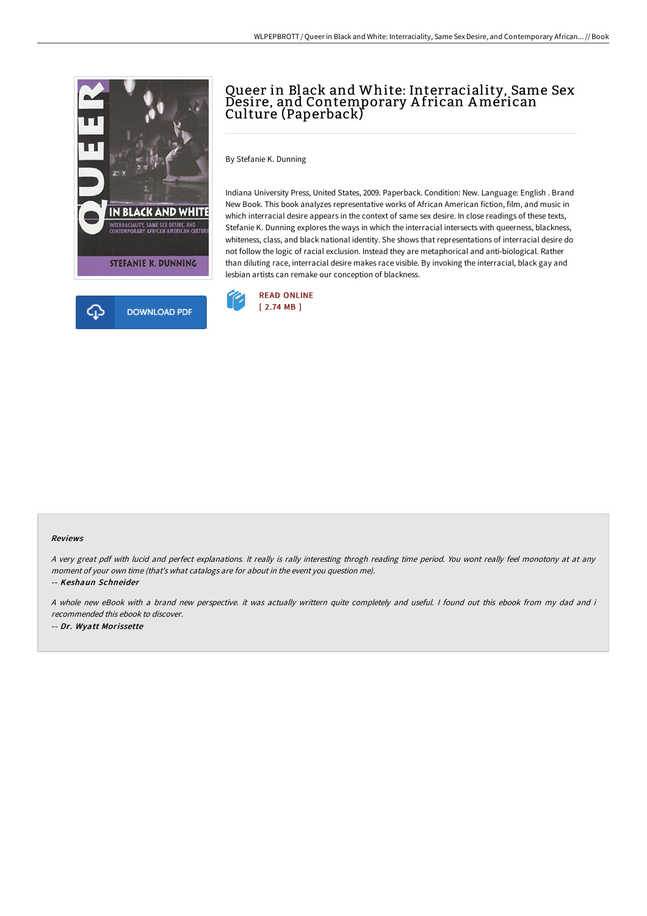# Queer in Black and White: Interraciality, Same Sex Desire, and Contemporary African American Culture (Paperback)

By Stefanie K. Dunning

Indiana University Press, United States, 2009. Paperback. Condition: New. Language: English . Brand New Book. This book analyzes representative works of African American fiction, film, and music in which interracial desire appears in the context of same sex desire. In close readings of these texts, Stefanie K. Dunning explores the ways in which the interracial intersects with queerness, blackness, whiteness, class, and black national identity. She shows that representations of interracial desire do not follow the logic of racial exclusion. Instead they are metaphorical and anti-biological. Rather than diluting race, interracial desire makes race visible. By invoking the interracial, black gay and lesbian artists can remake our conception of blackness.

DOWNLOAD PDF

READ ONLINE
[ 2.74 MB ]

#### Reviews

*A very great pdf with lucid and perfect explanations. It really is rally interesting throgh reading time period. You wont really feel monotony at at any moment of your own time (that's what catalogs are for about in the event you question me).*

-- ***Keshaun Schneider***

*A whole new eBook with a brand new perspective. it was actually writtern quite completely and useful. I found out this ebook from my dad and i recommended this ebook to discover.*

-- ***Dr. Wyatt Morissette***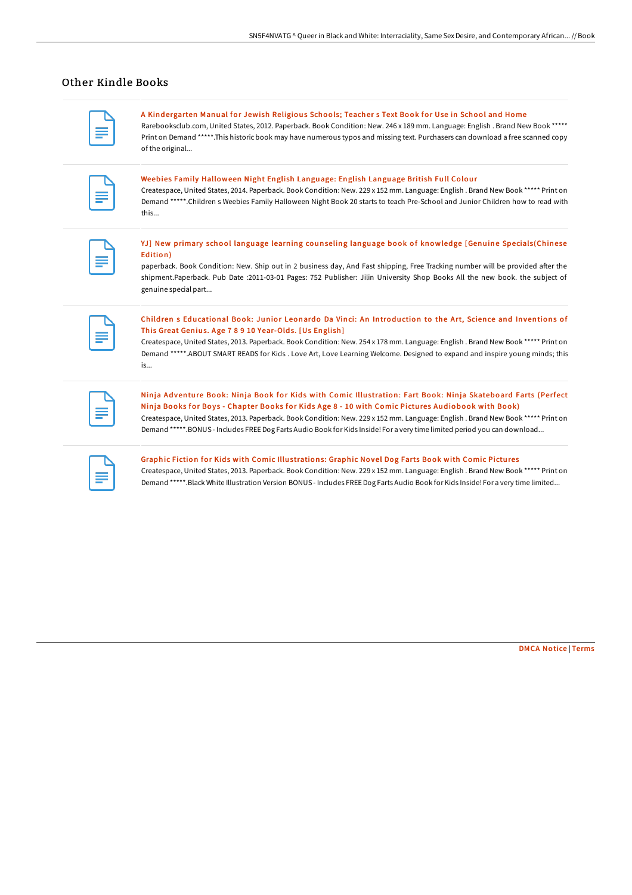## Other Kindle Books

**A Kindergarten Manual for Jewish Religious Schools; Teacher s Text Book for Use in School and Home**

Rarebooksclub.com, United States, 2012. Paperback. Book Condition: New. 246 x 189 mm. Language: English . Brand New Book ***** Print on Demand *****.This historic book may have numerous typos and missing text. Purchasers can download a free scanned copy of the original...

**Weebies Family Halloween Night English Language: English Language British Full Colour**

Createspace, United States, 2014. Paperback. Book Condition: New. 229 x 152 mm. Language: English . Brand New Book ***** Print on Demand *****.Children s Weebies Family Halloween Night Book 20 starts to teach Pre-School and Junior Children how to read with this...

**YJ] New primary school language learning counseling language book of knowledge [Genuine Specials(Chinese Edition)**

paperback. Book Condition: New. Ship out in 2 business day, And Fast shipping, Free Tracking number will be provided after the shipment.Paperback. Pub Date :2011-03-01 Pages: 752 Publisher: Jilin University Shop Books All the new book. the subject of genuine special part...

**Children s Educational Book: Junior Leonardo Da Vinci: An Introduction to the Art, Science and Inventions of This Great Genius. Age 7 8 9 10 Year-Olds. [Us English]**

Createspace, United States, 2013. Paperback. Book Condition: New. 254 x 178 mm. Language: English . Brand New Book ***** Print on Demand *****.ABOUT SMART READS for Kids . Love Art, Love Learning Welcome. Designed to expand and inspire young minds; this is...

**Ninja Adventure Book: Ninja Book for Kids with Comic Illustration: Fart Book: Ninja Skateboard Farts (Perfect Ninja Books for Boys - Chapter Books for Kids Age 8 - 10 with Comic Pictures Audiobook with Book)**

Createspace, United States, 2013. Paperback. Book Condition: New. 229 x 152 mm. Language: English . Brand New Book ***** Print on Demand *****.BONUS - Includes FREE Dog Farts Audio Book for Kids Inside! For a very time limited period you can download...

**Graphic Fiction for Kids with Comic Illustrations: Graphic Novel Dog Farts Book with Comic Pictures**

Createspace, United States, 2013. Paperback. Book Condition: New. 229 x 152 mm. Language: English . Brand New Book ***** Print on Demand *****.Black White Illustration Version BONUS - Includes FREE Dog Farts Audio Book for Kids Inside! For a very time limited...